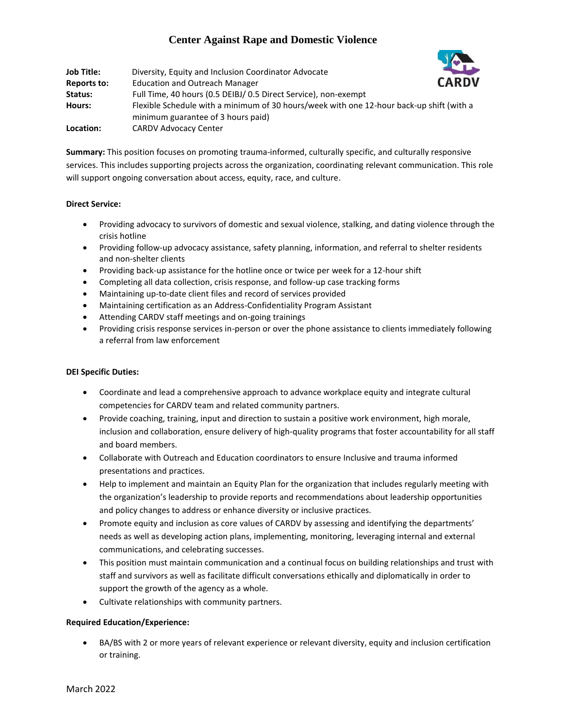# Center Against Rape and Domestic Violence

| | |
|---|---|
| **Job Title:** | Diversity, Equity and Inclusion Coordinator Advocate |
| **Reports to:** | Education and Outreach Manager |
| **Status:** | Full Time, 40 hours (0.5 DEIBJ/ 0.5 Direct Service), non-exempt |
| **Hours:** | Flexible Schedule with a minimum of 30 hours/week with one 12-hour back-up shift (with a minimum guarantee of 3 hours paid) |
| **Location:** | CARDV Advocacy Center |

**Summary:** This position focuses on promoting trauma-informed, culturally specific, and culturally responsive services. This includes supporting projects across the organization, coordinating relevant communication. This role will support ongoing conversation about access, equity, race, and culture.

**Direct Service:**

- Providing advocacy to survivors of domestic and sexual violence, stalking, and dating violence through the crisis hotline
- Providing follow-up advocacy assistance, safety planning, information, and referral to shelter residents and non-shelter clients
- Providing back-up assistance for the hotline once or twice per week for a 12-hour shift
- Completing all data collection, crisis response, and follow-up case tracking forms
- Maintaining up-to-date client files and record of services provided
- Maintaining certification as an Address-Confidentiality Program Assistant
- Attending CARDV staff meetings and on-going trainings
- Providing crisis response services in-person or over the phone assistance to clients immediately following a referral from law enforcement

**DEI Specific Duties:**

- Coordinate and lead a comprehensive approach to advance workplace equity and integrate cultural competencies for CARDV team and related community partners.
- Provide coaching, training, input and direction to sustain a positive work environment, high morale, inclusion and collaboration, ensure delivery of high-quality programs that foster accountability for all staff and board members.
- Collaborate with Outreach and Education coordinators to ensure Inclusive and trauma informed presentations and practices.
- Help to implement and maintain an Equity Plan for the organization that includes regularly meeting with the organization's leadership to provide reports and recommendations about leadership opportunities and policy changes to address or enhance diversity or inclusive practices.
- Promote equity and inclusion as core values of CARDV by assessing and identifying the departments' needs as well as developing action plans, implementing, monitoring, leveraging internal and external communications, and celebrating successes.
- This position must maintain communication and a continual focus on building relationships and trust with staff and survivors as well as facilitate difficult conversations ethically and diplomatically in order to support the growth of the agency as a whole.
- Cultivate relationships with community partners.

**Required Education/Experience:**

- BA/BS with 2 or more years of relevant experience or relevant diversity, equity and inclusion certification or training.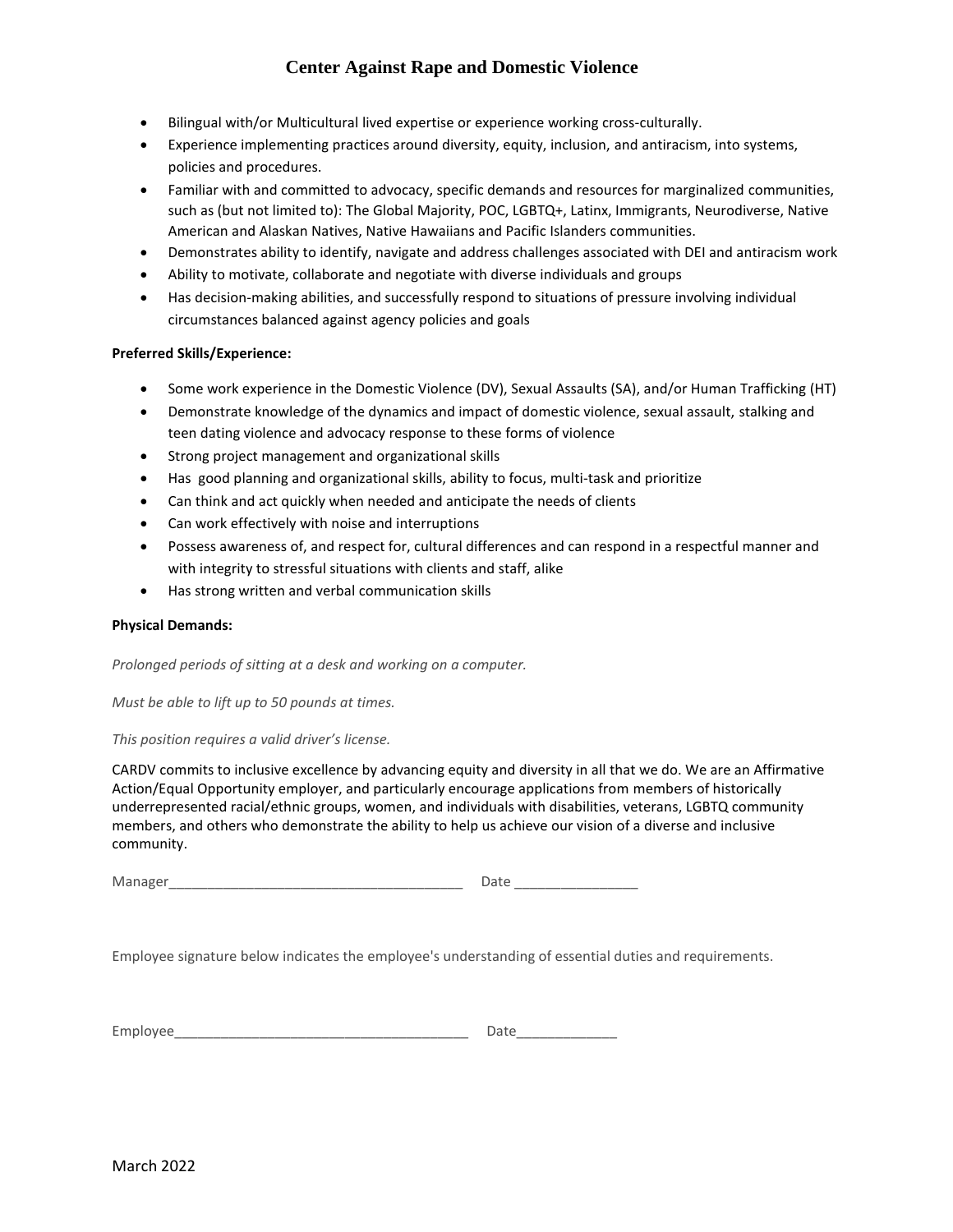- Bilingual with/or Multicultural lived expertise or experience working cross-culturally.
- Experience implementing practices around diversity, equity, inclusion, and antiracism, into systems, policies and procedures.
- Familiar with and committed to advocacy, specific demands and resources for marginalized communities, such as (but not limited to): The Global Majority, POC, LGBTQ+, Latinx, Immigrants, Neurodiverse, Native American and Alaskan Natives, Native Hawaiians and Pacific Islanders communities.
- Demonstrates ability to identify, navigate and address challenges associated with DEI and antiracism work
- Ability to motivate, collaborate and negotiate with diverse individuals and groups
- Has decision-making abilities, and successfully respond to situations of pressure involving individual circumstances balanced against agency policies and goals

**Preferred Skills/Experience:**

- Some work experience in the Domestic Violence (DV), Sexual Assaults (SA), and/or Human Trafficking (HT)
- Demonstrate knowledge of the dynamics and impact of domestic violence, sexual assault, stalking and teen dating violence and advocacy response to these forms of violence
- Strong project management and organizational skills
- Has good planning and organizational skills, ability to focus, multi-task and prioritize
- Can think and act quickly when needed and anticipate the needs of clients
- Can work effectively with noise and interruptions
- Possess awareness of, and respect for, cultural differences and can respond in a respectful manner and with integrity to stressful situations with clients and staff, alike
- Has strong written and verbal communication skills

**Physical Demands:**

*Prolonged periods of sitting at a desk and working on a computer.*

*Must be able to lift up to 50 pounds at times.*

*This position requires a valid driver's license.*

CARDV commits to inclusive excellence by advancing equity and diversity in all that we do. We are an Affirmative Action/Equal Opportunity employer, and particularly encourage applications from members of historically underrepresented racial/ethnic groups, women, and individuals with disabilities, veterans, LGBTQ community members, and others who demonstrate the ability to help us achieve our vision of a diverse and inclusive community.

Manager______________________________________ Date ________________

Employee signature below indicates the employee's understanding of essential duties and requirements.

Employee______________________________________ Date_____________

March 2022